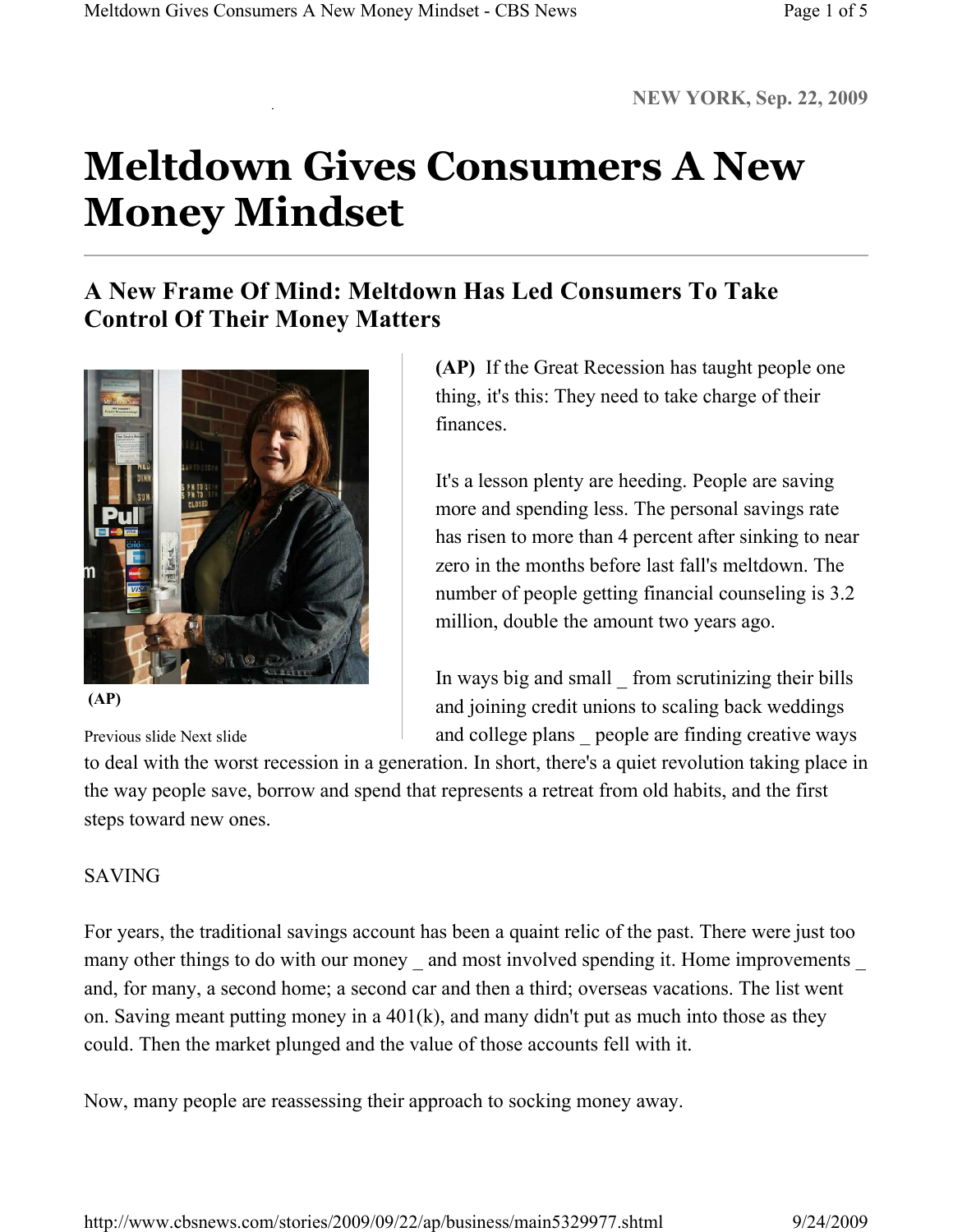NEW YORK, Sep. 22, 2009

# Meltdown Gives Consumers A New Money Mindset

## A New Frame Of Mind: Meltdown Has Led Consumers To Take Control Of Their Money Matters

**(AP)**

Previous slide Next slide

**(AP)** If the Great Recession has taught people one thing, it's this: They need to take charge of their finances.

It's a lesson plenty are heeding. People are saving more and spending less. The personal savings rate has risen to more than 4 percent after sinking to near zero in the months before last fall's meltdown. The number of people getting financial counseling is 3.2 million, double the amount two years ago.

In ways big and small _ from scrutinizing their bills and joining credit unions to scaling back weddings and college plans _ people are finding creative ways to deal with the worst recession in a generation. In short, there's a quiet revolution taking place in the way people save, borrow and spend that represents a retreat from old habits, and the first steps toward new ones.

SAVING

For years, the traditional savings account has been a quaint relic of the past. There were just too many other things to do with our money _ and most involved spending it. Home improvements _ and, for many, a second home; a second car and then a third; overseas vacations. The list went on. Saving meant putting money in a 401(k), and many didn't put as much into those as they could. Then the market plunged and the value of those accounts fell with it.

Now, many people are reassessing their approach to socking money away.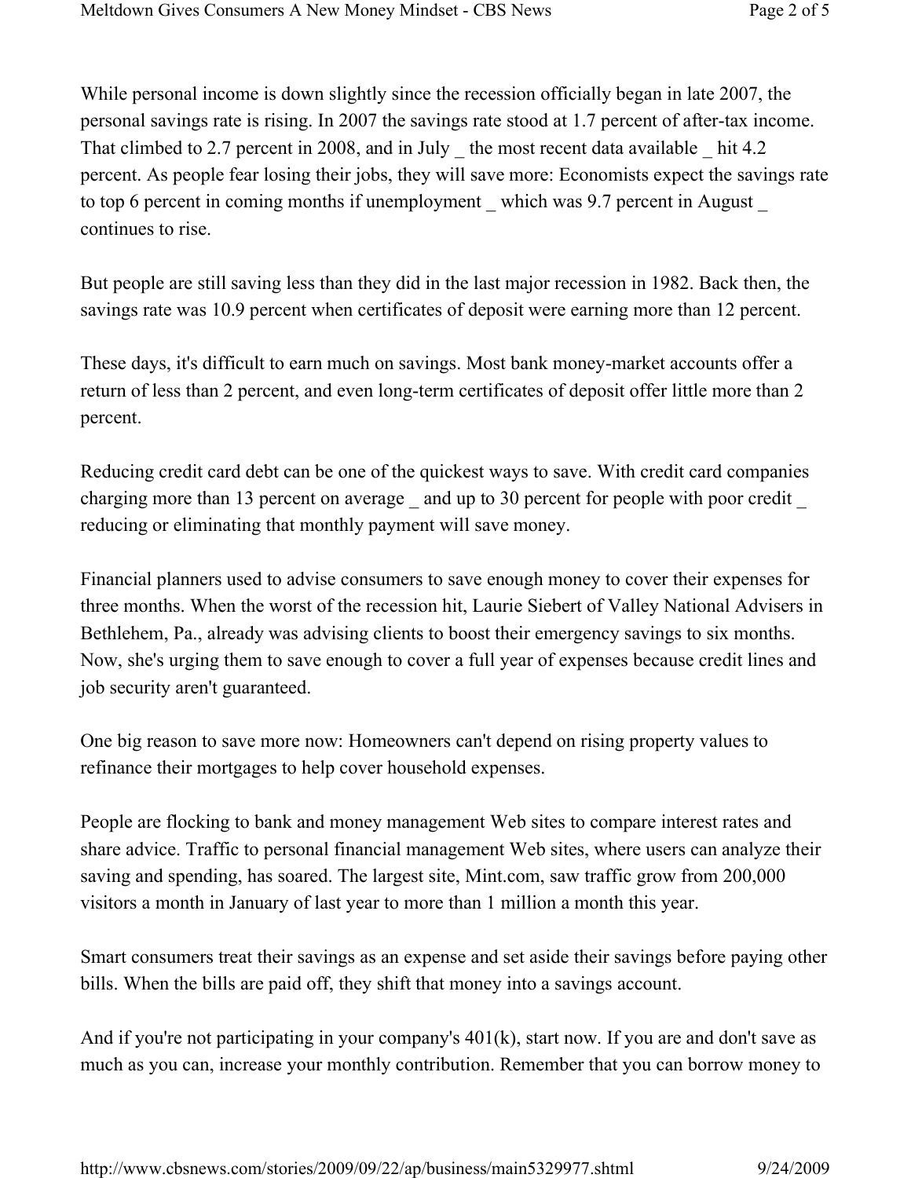While personal income is down slightly since the recession officially began in late 2007, the personal savings rate is rising. In 2007 the savings rate stood at 1.7 percent of after-tax income. That climbed to 2.7 percent in 2008, and in July _ the most recent data available _ hit 4.2 percent. As people fear losing their jobs, they will save more: Economists expect the savings rate to top 6 percent in coming months if unemployment _ which was 9.7 percent in August _ continues to rise.

But people are still saving less than they did in the last major recession in 1982. Back then, the savings rate was 10.9 percent when certificates of deposit were earning more than 12 percent.

These days, it's difficult to earn much on savings. Most bank money-market accounts offer a return of less than 2 percent, and even long-term certificates of deposit offer little more than 2 percent.

Reducing credit card debt can be one of the quickest ways to save. With credit card companies charging more than 13 percent on average _ and up to 30 percent for people with poor credit _ reducing or eliminating that monthly payment will save money.

Financial planners used to advise consumers to save enough money to cover their expenses for three months. When the worst of the recession hit, Laurie Siebert of Valley National Advisers in Bethlehem, Pa., already was advising clients to boost their emergency savings to six months. Now, she's urging them to save enough to cover a full year of expenses because credit lines and job security aren't guaranteed.

One big reason to save more now: Homeowners can't depend on rising property values to refinance their mortgages to help cover household expenses.

People are flocking to bank and money management Web sites to compare interest rates and share advice. Traffic to personal financial management Web sites, where users can analyze their saving and spending, has soared. The largest site, Mint.com, saw traffic grow from 200,000 visitors a month in January of last year to more than 1 million a month this year.

Smart consumers treat their savings as an expense and set aside their savings before paying other bills. When the bills are paid off, they shift that money into a savings account.

And if you're not participating in your company's 401(k), start now. If you are and don't save as much as you can, increase your monthly contribution. Remember that you can borrow money to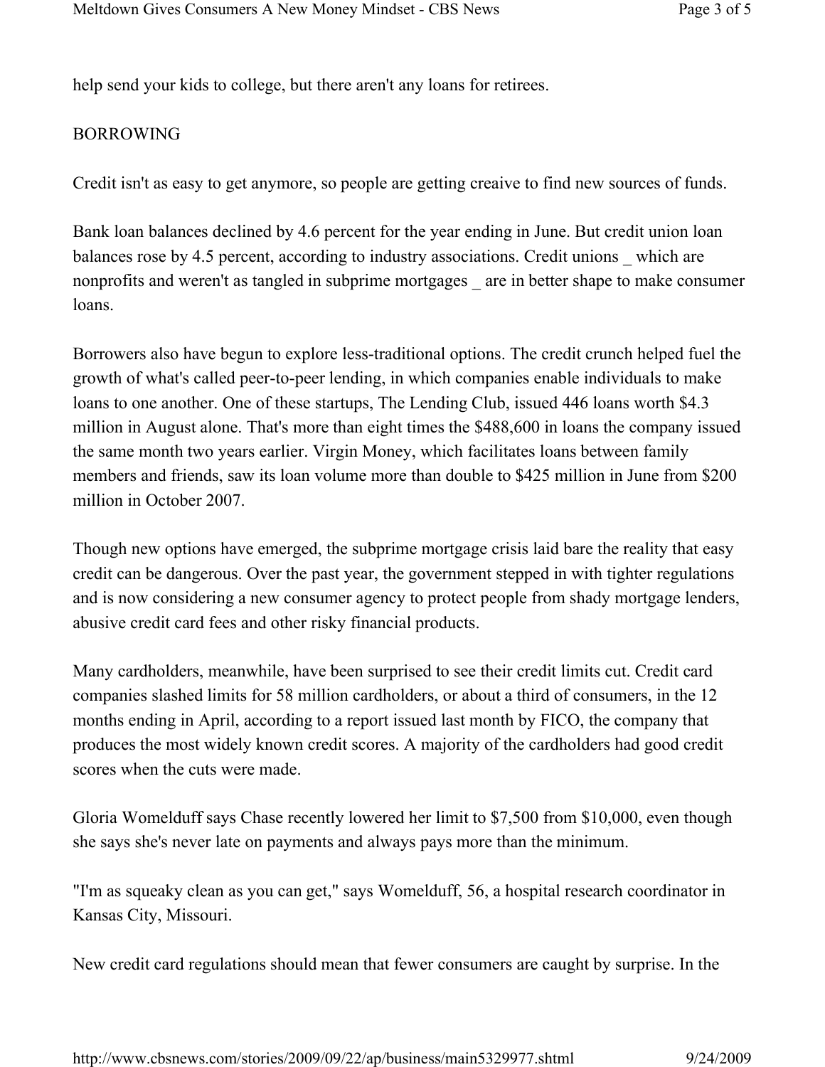help send your kids to college, but there aren't any loans for retirees.

## BORROWING

Credit isn't as easy to get anymore, so people are getting creaive to find new sources of funds.

Bank loan balances declined by 4.6 percent for the year ending in June. But credit union loan balances rose by 4.5 percent, according to industry associations. Credit unions _ which are nonprofits and weren't as tangled in subprime mortgages _ are in better shape to make consumer loans.

Borrowers also have begun to explore less-traditional options. The credit crunch helped fuel the growth of what's called peer-to-peer lending, in which companies enable individuals to make loans to one another. One of these startups, The Lending Club, issued 446 loans worth $4.3 million in August alone. That's more than eight times the $488,600 in loans the company issued the same month two years earlier. Virgin Money, which facilitates loans between family members and friends, saw its loan volume more than double to $425 million in June from $200 million in October 2007.

Though new options have emerged, the subprime mortgage crisis laid bare the reality that easy credit can be dangerous. Over the past year, the government stepped in with tighter regulations and is now considering a new consumer agency to protect people from shady mortgage lenders, abusive credit card fees and other risky financial products.

Many cardholders, meanwhile, have been surprised to see their credit limits cut. Credit card companies slashed limits for 58 million cardholders, or about a third of consumers, in the 12 months ending in April, according to a report issued last month by FICO, the company that produces the most widely known credit scores. A majority of the cardholders had good credit scores when the cuts were made.

Gloria Womelduff says Chase recently lowered her limit to $7,500 from $10,000, even though she says she's never late on payments and always pays more than the minimum.

"I'm as squeaky clean as you can get," says Womelduff, 56, a hospital research coordinator in Kansas City, Missouri.

New credit card regulations should mean that fewer consumers are caught by surprise. In the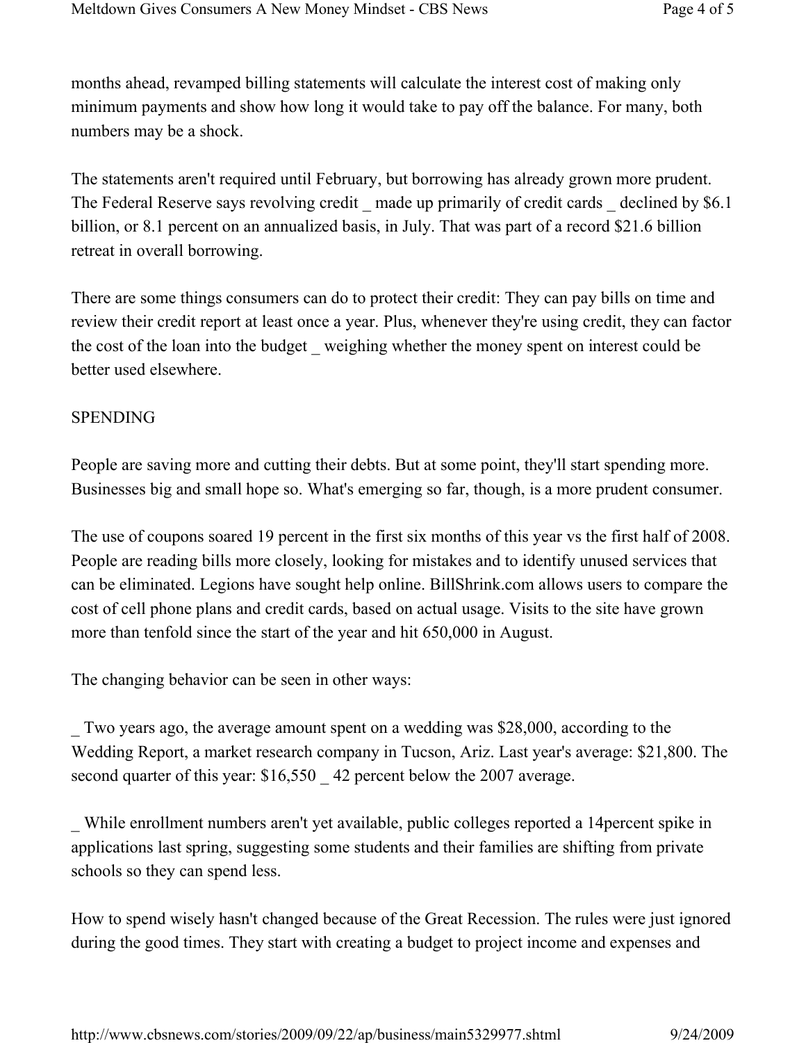months ahead, revamped billing statements will calculate the interest cost of making only minimum payments and show how long it would take to pay off the balance. For many, both numbers may be a shock.

The statements aren't required until February, but borrowing has already grown more prudent. The Federal Reserve says revolving credit _ made up primarily of credit cards _ declined by $6.1 billion, or 8.1 percent on an annualized basis, in July. That was part of a record $21.6 billion retreat in overall borrowing.

There are some things consumers can do to protect their credit: They can pay bills on time and review their credit report at least once a year. Plus, whenever they're using credit, they can factor the cost of the loan into the budget _ weighing whether the money spent on interest could be better used elsewhere.

SPENDING

People are saving more and cutting their debts. But at some point, they'll start spending more. Businesses big and small hope so. What's emerging so far, though, is a more prudent consumer.

The use of coupons soared 19 percent in the first six months of this year vs the first half of 2008. People are reading bills more closely, looking for mistakes and to identify unused services that can be eliminated. Legions have sought help online. BillShrink.com allows users to compare the cost of cell phone plans and credit cards, based on actual usage. Visits to the site have grown more than tenfold since the start of the year and hit 650,000 in August.

The changing behavior can be seen in other ways:

_ Two years ago, the average amount spent on a wedding was $28,000, according to the Wedding Report, a market research company in Tucson, Ariz. Last year's average: $21,800. The second quarter of this year: $16,550 _ 42 percent below the 2007 average.

_ While enrollment numbers aren't yet available, public colleges reported a 14percent spike in applications last spring, suggesting some students and their families are shifting from private schools so they can spend less.

How to spend wisely hasn't changed because of the Great Recession. The rules were just ignored during the good times. They start with creating a budget to project income and expenses and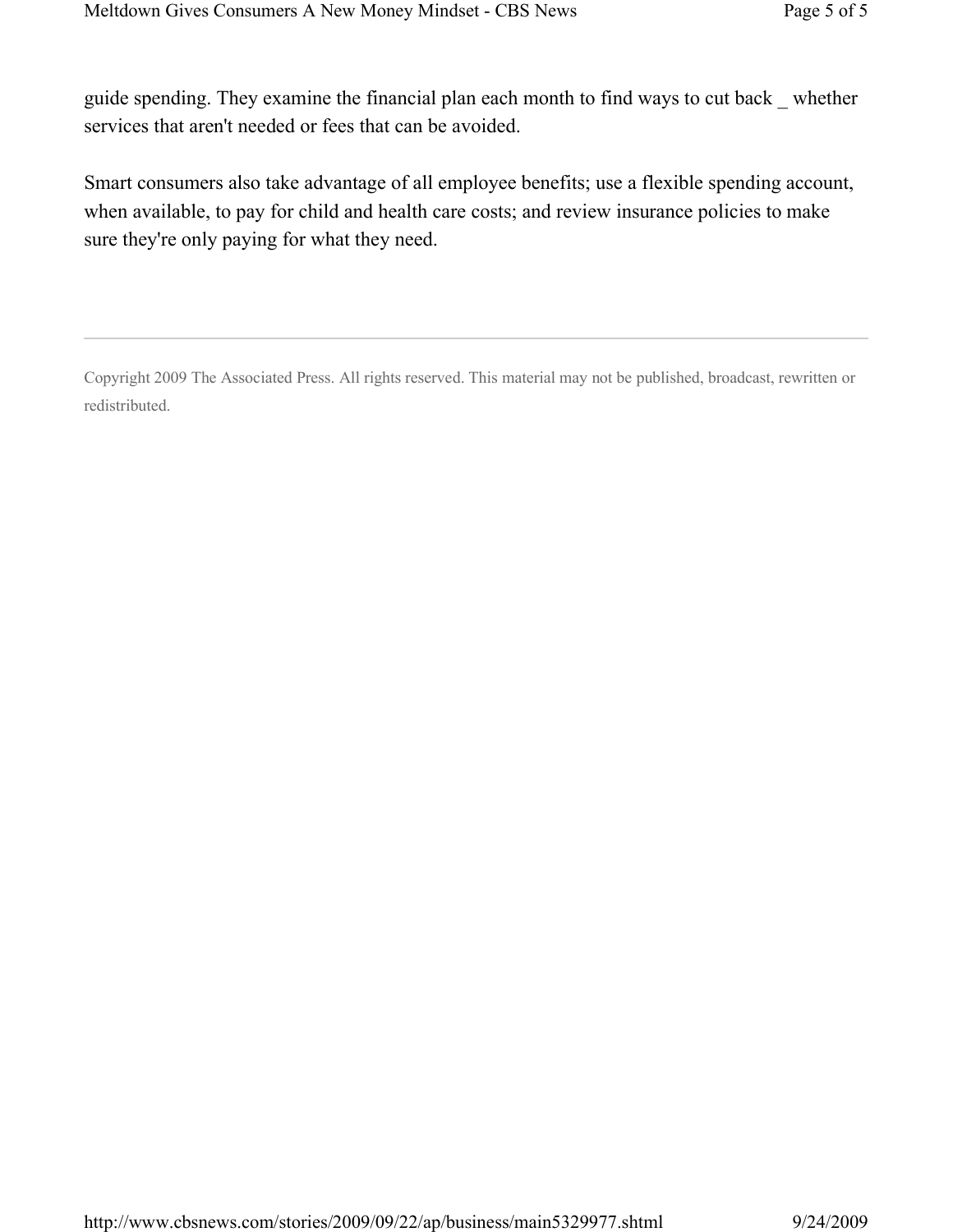guide spending. They examine the financial plan each month to find ways to cut back _ whether services that aren't needed or fees that can be avoided.

Smart consumers also take advantage of all employee benefits; use a flexible spending account, when available, to pay for child and health care costs; and review insurance policies to make sure they're only paying for what they need.

---

Copyright 2009 The Associated Press. All rights reserved. This material may not be published, broadcast, rewritten or redistributed.